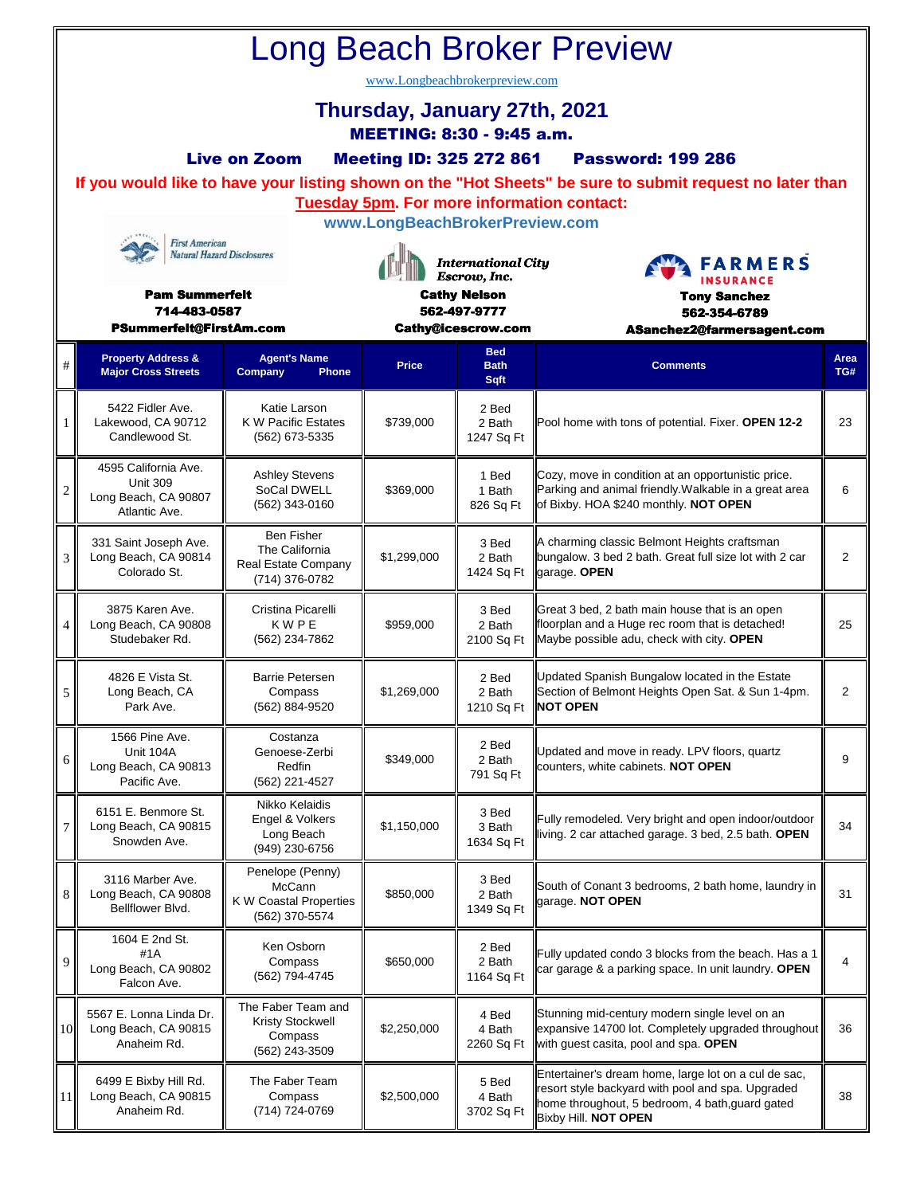# Long Beach Broker Preview

www.Longbeachbrokerpreview.com

## Thursday, January 27th, 2021

**MEETING: 8:30 - 9:45 a.m.**

**Live on Zoom  Meeting ID: 325 272 861  Password: 199 286**

**If you would like to have your listing shown on the "Hot Sheets" be sure to submit request no later than Tuesday 5pm. For more information contact:**

**www.LongBeachBrokerPreview.com**

First American Natural Hazard Disclosures
**Pam Summerfelt**
**714-483-0587**
**PSummerfelt@FirstAm.com**

International City Escrow, Inc.
**Cathy Nelson**
**562-497-9777**
**Cathy@icescrow.com**

FARMERS INSURANCE
**Tony Sanchez**
**562-354-6789**
**ASanchez2@farmersagent.com**

| # | Property Address & Major Cross Streets | Agent's Name Company Phone | Price | Bed Bath Sqft | Comments | Area TG# |
|---|---|---|---|---|---|---|
| 1 | 5422 Fidler Ave. Lakewood, CA 90712 Candlewood St. | Katie Larson K W Pacific Estates (562) 673-5335 | $739,000 | 2 Bed 2 Bath 1247 Sq Ft | Pool home with tons of potential. Fixer. **OPEN 12-2** | 23 |
| 2 | 4595 California Ave. Unit 309 Long Beach, CA 90807 Atlantic Ave. | Ashley Stevens SoCal DWELL (562) 343-0160 | $369,000 | 1 Bed 1 Bath 826 Sq Ft | Cozy, move in condition at an opportunistic price. Parking and animal friendly.Walkable in a great area of Bixby. HOA $240 monthly. **NOT OPEN** | 6 |
| 3 | 331 Saint Joseph Ave. Long Beach, CA 90814 Colorado St. | Ben Fisher The California Real Estate Company (714) 376-0782 | $1,299,000 | 3 Bed 2 Bath 1424 Sq Ft | A charming classic Belmont Heights craftsman bungalow. 3 bed 2 bath. Great full size lot with 2 car garage. **OPEN** | 2 |
| 4 | 3875 Karen Ave. Long Beach, CA 90808 Studebaker Rd. | Cristina Picarelli K W P E (562) 234-7862 | $959,000 | 3 Bed 2 Bath 2100 Sq Ft | Great 3 bed, 2 bath main house that is an open floorplan and a Huge rec room that is detached! Maybe possible adu, check with city. **OPEN** | 25 |
| 5 | 4826 E Vista St. Long Beach, CA Park Ave. | Barrie Petersen Compass (562) 884-9520 | $1,269,000 | 2 Bed 2 Bath 1210 Sq Ft | Updated Spanish Bungalow located in the Estate Section of Belmont Heights Open Sat. & Sun 1-4pm. **NOT OPEN** | 2 |
| 6 | 1566 Pine Ave. Unit 104A Long Beach, CA 90813 Pacific Ave. | Costanza Genoese-Zerbi Redfin (562) 221-4527 | $349,000 | 2 Bed 2 Bath 791 Sq Ft | Updated and move in ready. LPV floors, quartz counters, white cabinets. **NOT OPEN** | 9 |
| 7 | 6151 E. Benmore St. Long Beach, CA 90815 Snowden Ave. | Nikko Kelaidis Engel & Volkers Long Beach (949) 230-6756 | $1,150,000 | 3 Bed 3 Bath 1634 Sq Ft | Fully remodeled. Very bright and open indoor/outdoor living. 2 car attached garage. 3 bed, 2.5 bath. **OPEN** | 34 |
| 8 | 3116 Marber Ave. Long Beach, CA 90808 Bellflower Blvd. | Penelope (Penny) McCann K W Coastal Properties (562) 370-5574 | $850,000 | 3 Bed 2 Bath 1349 Sq Ft | South of Conant 3 bedrooms, 2 bath home, laundry in garage. **NOT OPEN** | 31 |
| 9 | 1604 E 2nd St. #1A Long Beach, CA 90802 Falcon Ave. | Ken Osborn Compass (562) 794-4745 | $650,000 | 2 Bed 2 Bath 1164 Sq Ft | Fully updated condo 3 blocks from the beach. Has a 1 car garage & a parking space. In unit laundry. **OPEN** | 4 |
| 10 | 5567 E. Lonna Linda Dr. Long Beach, CA 90815 Anaheim Rd. | The Faber Team and Kristy Stockwell Compass (562) 243-3509 | $2,250,000 | 4 Bed 4 Bath 2260 Sq Ft | Stunning mid-century modern single level on an expansive 14700 lot. Completely upgraded throughout with guest casita, pool and spa. **OPEN** | 36 |
| 11 | 6499 E Bixby Hill Rd. Long Beach, CA 90815 Anaheim Rd. | The Faber Team Compass (714) 724-0769 | $2,500,000 | 5 Bed 4 Bath 3702 Sq Ft | Entertainer's dream home, large lot on a cul de sac, resort style backyard with pool and spa. Upgraded home throughout, 5 bedroom, 4 bath,guard gated Bixby Hill. **NOT OPEN** | 38 |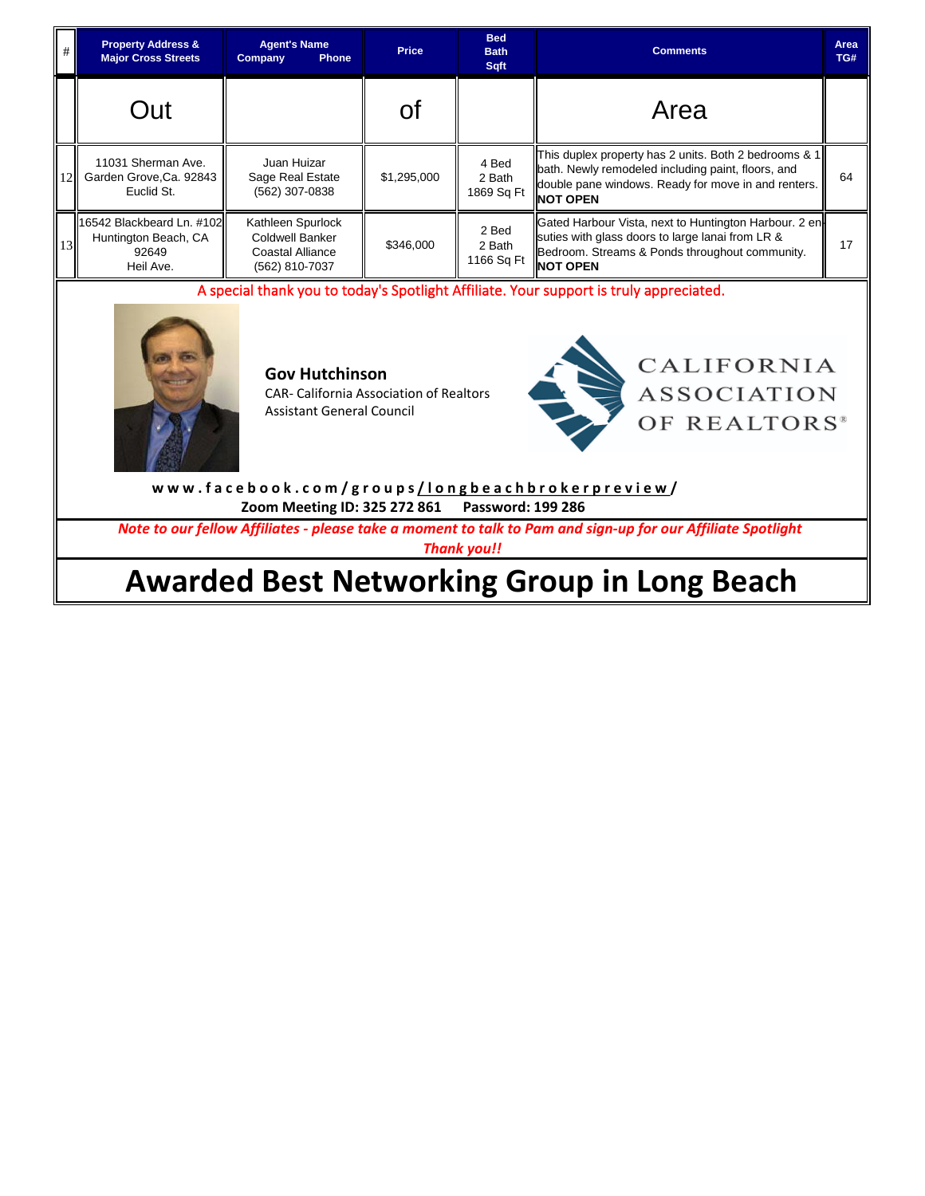| # | Property Address & Major Cross Streets | Agent's Name Company Phone | Price | Bed Bath Sqft | Comments | Area TG# |
|---|---|---|---|---|---|---|
| | Out | | of | | Area | |
| 12 | 11031 Sherman Ave. Garden Grove,Ca. 92843 Euclid St. | Juan Huizar Sage Real Estate (562) 307-0838 | $1,295,000 | 4 Bed 2 Bath 1869 Sq Ft | This duplex property has 2 units. Both 2 bedrooms & 1 bath. Newly remodeled including paint, floors, and double pane windows. Ready for move in and renters. **NOT OPEN** | 64 |
| 13 | 16542 Blackbeard Ln. #102 Huntington Beach, CA 92649 Heil Ave. | Kathleen Spurlock Coldwell Banker Coastal Alliance (562) 810-7037 | $346,000 | 2 Bed 2 Bath 1166 Sq Ft | Gated Harbour Vista, next to Huntington Harbour. 2 en suties with glass doors to large lanai from LR & Bedroom. Streams & Ponds throughout community. **NOT OPEN** | 17 |

A special thank you to today's Spotlight Affiliate. Your support is truly appreciated.

**Gov Hutchinson**
CAR- California Association of Realtors
Assistant General Council

CALIFORNIA ASSOCIATION OF REALTORS®

**www.facebook.com/groups/longbeachbrokerpreview/**

**Zoom Meeting ID: 325 272 861 Password: 199 286**

***Note to our fellow Affiliates - please take a moment to talk to Pam and sign-up for our Affiliate Spotlight***
***Thank you!!***

# Awarded Best Networking Group in Long Beach